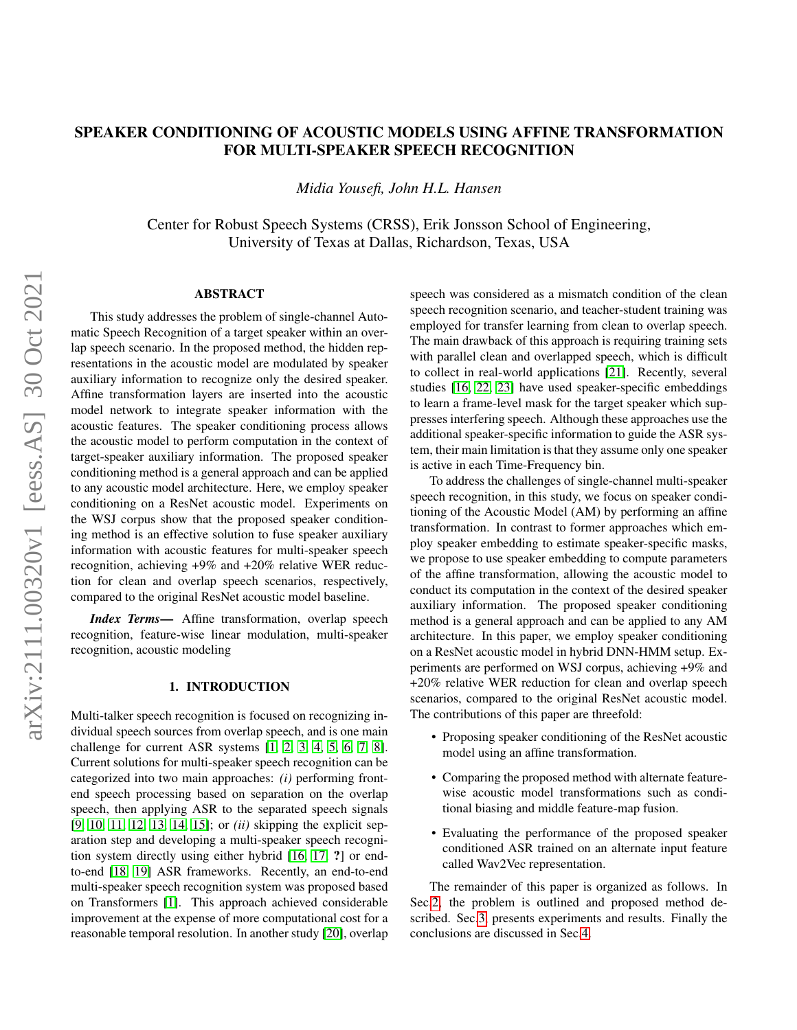# SPEAKER CONDITIONING OF ACOUSTIC MODELS USING AFFINE TRANSFORMATION FOR MULTI-SPEAKER SPEECH RECOGNITION

*Midia Yousefi, John H.L. Hansen*

Center for Robust Speech Systems (CRSS), Erik Jonsson School of Engineering,
University of Texas at Dallas, Richardson, Texas, USA

## ABSTRACT

This study addresses the problem of single-channel Automatic Speech Recognition of a target speaker within an overlap speech scenario. In the proposed method, the hidden representations in the acoustic model are modulated by speaker auxiliary information to recognize only the desired speaker. Affine transformation layers are inserted into the acoustic model network to integrate speaker information with the acoustic features. The speaker conditioning process allows the acoustic model to perform computation in the context of target-speaker auxiliary information. The proposed speaker conditioning method is a general approach and can be applied to any acoustic model architecture. Here, we employ speaker conditioning on a ResNet acoustic model. Experiments on the WSJ corpus show that the proposed speaker conditioning method is an effective solution to fuse speaker auxiliary information with acoustic features for multi-speaker speech recognition, achieving +9% and +20% relative WER reduction for clean and overlap speech scenarios, respectively, compared to the original ResNet acoustic model baseline.

***Index Terms*—** Affine transformation, overlap speech recognition, feature-wise linear modulation, multi-speaker recognition, acoustic modeling

## 1. INTRODUCTION

Multi-talker speech recognition is focused on recognizing individual speech sources from overlap speech, and is one main challenge for current ASR systems [1, 2, 3, 4, 5, 6, 7, 8]. Current solutions for multi-speaker speech recognition can be categorized into two main approaches: *(i)* performing front-end speech processing based on separation on the overlap speech, then applying ASR to the separated speech signals [9, 10, 11, 12, 13, 14, 15]; or *(ii)* skipping the explicit separation step and developing a multi-speaker speech recognition system directly using either hybrid [16, 17, ?] or end-to-end [18, 19] ASR frameworks. Recently, an end-to-end multi-speaker speech recognition system was proposed based on Transformers [1]. This approach achieved considerable improvement at the expense of more computational cost for a reasonable temporal resolution. In another study [20], overlap speech was considered as a mismatch condition of the clean speech recognition scenario, and teacher-student training was employed for transfer learning from clean to overlap speech. The main drawback of this approach is requiring training sets with parallel clean and overlapped speech, which is difficult to collect in real-world applications [21]. Recently, several studies [16, 22, 23] have used speaker-specific embeddings to learn a frame-level mask for the target speaker which suppresses interfering speech. Although these approaches use the additional speaker-specific information to guide the ASR system, their main limitation is that they assume only one speaker is active in each Time-Frequency bin.

To address the challenges of single-channel multi-speaker speech recognition, in this study, we focus on speaker conditioning of the Acoustic Model (AM) by performing an affine transformation. In contrast to former approaches which employ speaker embedding to estimate speaker-specific masks, we propose to use speaker embedding to compute parameters of the affine transformation, allowing the acoustic model to conduct its computation in the context of the desired speaker auxiliary information. The proposed speaker conditioning method is a general approach and can be applied to any AM architecture. In this paper, we employ speaker conditioning on a ResNet acoustic model in hybrid DNN-HMM setup. Experiments are performed on WSJ corpus, achieving +9% and +20% relative WER reduction for clean and overlap speech scenarios, compared to the original ResNet acoustic model. The contributions of this paper are threefold:

- Proposing speaker conditioning of the ResNet acoustic model using an affine transformation.
- Comparing the proposed method with alternate feature-wise acoustic model transformations such as conditional biasing and middle feature-map fusion.
- Evaluating the performance of the proposed speaker conditioned ASR trained on an alternate input feature called Wav2Vec representation.

The remainder of this paper is organized as follows. In Sec 2, the problem is outlined and proposed method described. Sec 3 presents experiments and results. Finally the conclusions are discussed in Sec 4.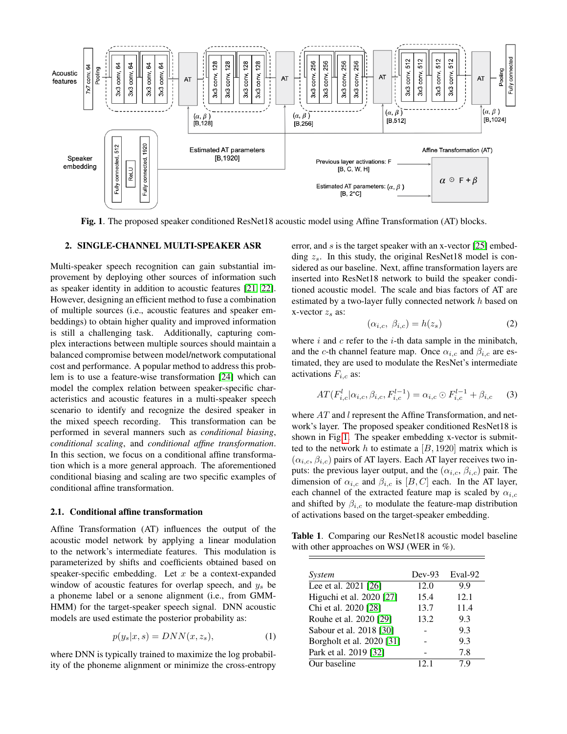**Fig. 1**. The proposed speaker conditioned ResNet18 acoustic model using Affine Transformation (AT) blocks.

## 2. SINGLE-CHANNEL MULTI-SPEAKER ASR

Multi-speaker speech recognition can gain substantial improvement by deploying other sources of information such as speaker identity in addition to acoustic features [21, 22]. However, designing an efficient method to fuse a combination of multiple sources (i.e., acoustic features and speaker embeddings) to obtain higher quality and improved information is still a challenging task. Additionally, capturing complex interactions between multiple sources should maintain a balanced compromise between model/network computational cost and performance. A popular method to address this problem is to use a feature-wise transformation [24] which can model the complex relation between speaker-specific characteristics and acoustic features in a multi-speaker speech scenario to identify and recognize the desired speaker in the mixed speech recording. This transformation can be performed in several manners such as *conditional biasing*, *conditional scaling*, and *conditional affine transformation*. In this section, we focus on a conditional affine transformation which is a more general approach. The aforementioned conditional biasing and scaling are two specific examples of conditional affine transformation.

### 2.1. Conditional affine transformation

Affine Transformation (AT) influences the output of the acoustic model network by applying a linear modulation to the network's intermediate features. This modulation is parameterized by shifts and coefficients obtained based on speaker-specific embedding. Let $x$ be a context-expanded window of acoustic features for overlap speech, and $y_s$ be a phoneme label or a senone alignment (i.e., from GMM-HMM) for the target-speaker speech signal. DNN acoustic models are used estimate the posterior probability as:

$$p(y_s|x, s) = DNN(x, z_s), \tag{1}$$

where DNN is typically trained to maximize the log probability of the phoneme alignment or minimize the cross-entropy error, and $s$ is the target speaker with an x-vector [25] embedding $z_s$. In this study, the original ResNet18 model is considered as our baseline. Next, affine transformation layers are inserted into ResNet18 network to build the speaker conditioned acoustic model. The scale and bias factors of AT are estimated by a two-layer fully connected network $h$ based on x-vector $z_s$ as:

$$(\alpha_{i,c},\ \beta_{i,c}) = h(z_s) \tag{2}$$

where $i$ and $c$ refer to the $i$-th data sample in the minibatch, and the $c$-th channel feature map. Once $\alpha_{i,c}$ and $\beta_{i,c}$ are estimated, they are used to modulate the ResNet's intermediate activations $F_{i,c}$ as:

$$AT(F^{l}_{i,c}|\alpha_{i,c}, \beta_{i,c}, F^{l-1}_{i,c}) = \alpha_{i,c} \odot F^{l-1}_{i,c} + \beta_{i,c} \tag{3}$$

where $AT$ and $l$ represent the Affine Transformation, and network's layer. The proposed speaker conditioned ResNet18 is shown in Fig 1. The speaker embedding x-vector is submitted to the network $h$ to estimate a $[B, 1920]$ matrix which is $(\alpha_{i,c}, \beta_{i,c})$ pairs of AT layers. Each AT layer receives two inputs: the previous layer output, and the $(\alpha_{i,c}, \beta_{i,c})$ pair. The dimension of $\alpha_{i,c}$ and $\beta_{i,c}$ is $[B, C]$ each. In the AT layer, each channel of the extracted feature map is scaled by $\alpha_{i,c}$ and shifted by $\beta_{i,c}$ to modulate the feature-map distribution of activations based on the target-speaker embedding.

**Table 1**. Comparing our ResNet18 acoustic model baseline with other approaches on WSJ (WER in %).

| *System* | Dev-93 | Eval-92 |
|---|---|---|
| Lee et al. 2021 [26] | 12.0 | 9.9 |
| Higuchi et al. 2020 [27] | 15.4 | 12.1 |
| Chi et al. 2020 [28] | 13.7 | 11.4 |
| Rouhe et al. 2020 [29] | 13.2 | 9.3 |
| Sabour et al. 2018 [30] | - | 9.3 |
| Borgholt et al. 2020 [31] | - | 9.3 |
| Park et al. 2019 [32] | - | 7.8 |
| Our baseline | 12.1 | 7.9 |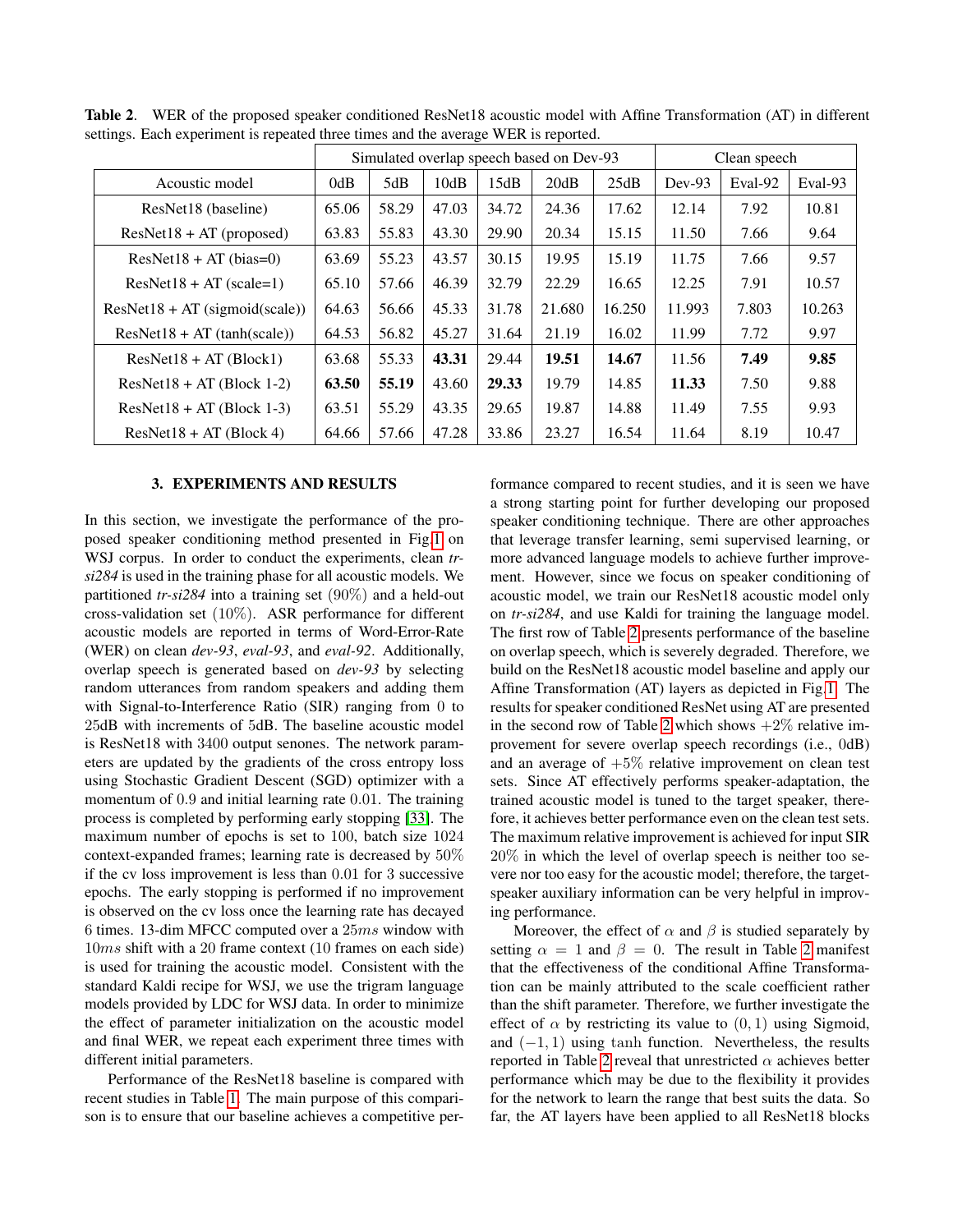**Table 2**. WER of the proposed speaker conditioned ResNet18 acoustic model with Affine Transformation (AT) in different settings. Each experiment is repeated three times and the average WER is reported.

| | Simulated overlap speech based on Dev-93 | | | | | | Clean speech | | |
|---|---|---|---|---|---|---|---|---|---|
| Acoustic model | 0dB | 5dB | 10dB | 15dB | 20dB | 25dB | Dev-93 | Eval-92 | Eval-93 |
| ResNet18 (baseline) | 65.06 | 58.29 | 47.03 | 34.72 | 24.36 | 17.62 | 12.14 | 7.92 | 10.81 |
| ResNet18 + AT (proposed) | 63.83 | 55.83 | 43.30 | 29.90 | 20.34 | 15.15 | 11.50 | 7.66 | 9.64 |
| ResNet18 + AT (bias=0) | 63.69 | 55.23 | 43.57 | 30.15 | 19.95 | 15.19 | 11.75 | 7.66 | 9.57 |
| ResNet18 + AT (scale=1) | 65.10 | 57.66 | 46.39 | 32.79 | 22.29 | 16.65 | 12.25 | 7.91 | 10.57 |
| ResNet18 + AT (sigmoid(scale)) | 64.63 | 56.66 | 45.33 | 31.78 | 21.680 | 16.250 | 11.993 | 7.803 | 10.263 |
| ResNet18 + AT (tanh(scale)) | 64.53 | 56.82 | 45.27 | 31.64 | 21.19 | 16.02 | 11.99 | 7.72 | 9.97 |
| ResNet18 + AT (Block1) | 63.68 | 55.33 | **43.31** | 29.44 | **19.51** | **14.67** | 11.56 | **7.49** | **9.85** |
| ResNet18 + AT (Block 1-2) | **63.50** | **55.19** | 43.60 | **29.33** | 19.79 | 14.85 | **11.33** | 7.50 | 9.88 |
| ResNet18 + AT (Block 1-3) | 63.51 | 55.29 | 43.35 | 29.65 | 19.87 | 14.88 | 11.49 | 7.55 | 9.93 |
| ResNet18 + AT (Block 4) | 64.66 | 57.66 | 47.28 | 33.86 | 23.27 | 16.54 | 11.64 | 8.19 | 10.47 |

## 3. EXPERIMENTS AND RESULTS

In this section, we investigate the performance of the proposed speaker conditioning method presented in Fig.1 on WSJ corpus. In order to conduct the experiments, clean *tr-si284* is used in the training phase for all acoustic models. We partitioned *tr-si284* into a training set $(90\%)$ and a held-out cross-validation set $(10\%)$. ASR performance for different acoustic models are reported in terms of Word-Error-Rate (WER) on clean *dev-93*, *eval-93*, and *eval-92*. Additionally, overlap speech is generated based on *dev-93* by selecting random utterances from random speakers and adding them with Signal-to-Interference Ratio (SIR) ranging from $0$ to $25$dB with increments of $5$dB. The baseline acoustic model is ResNet18 with $3400$ output senones. The network parameters are updated by the gradients of the cross entropy loss using Stochastic Gradient Descent (SGD) optimizer with a momentum of $0.9$ and initial learning rate $0.01$. The training process is completed by performing early stopping [33]. The maximum number of epochs is set to $100$, batch size $1024$ context-expanded frames; learning rate is decreased by $50\%$ if the cv loss improvement is less than $0.01$ for $3$ successive epochs. The early stopping is performed if no improvement is observed on the cv loss once the learning rate has decayed $6$ times. 13-dim MFCC computed over a $25ms$ window with $10ms$ shift with a 20 frame context (10 frames on each side) is used for training the acoustic model. Consistent with the standard Kaldi recipe for WSJ, we use the trigram language models provided by LDC for WSJ data. In order to minimize the effect of parameter initialization on the acoustic model and final WER, we repeat each experiment three times with different initial parameters.

Performance of the ResNet18 baseline is compared with recent studies in Table 1. The main purpose of this comparison is to ensure that our baseline achieves a competitive performance compared to recent studies, and it is seen we have a strong starting point for further developing our proposed speaker conditioning technique. There are other approaches that leverage transfer learning, semi supervised learning, or more advanced language models to achieve further improvement. However, since we focus on speaker conditioning of acoustic model, we train our ResNet18 acoustic model only on *tr-si284*, and use Kaldi for training the language model. The first row of Table 2 presents performance of the baseline on overlap speech, which is severely degraded. Therefore, we build on the ResNet18 acoustic model baseline and apply our Affine Transformation (AT) layers as depicted in Fig.1. The results for speaker conditioned ResNet using AT are presented in the second row of Table 2 which shows $+2\%$ relative improvement for severe overlap speech recordings (i.e., 0dB) and an average of $+5\%$ relative improvement on clean test sets. Since AT effectively performs speaker-adaptation, the trained acoustic model is tuned to the target speaker, therefore, it achieves better performance even on the clean test sets. The maximum relative improvement is achieved for input SIR $20\%$ in which the level of overlap speech is neither too severe nor too easy for the acoustic model; therefore, the target-speaker auxiliary information can be very helpful in improving performance.

Moreover, the effect of $\alpha$ and $\beta$ is studied separately by setting $\alpha = 1$ and $\beta = 0$. The result in Table 2 manifest that the effectiveness of the conditional Affine Transformation can be mainly attributed to the scale coefficient rather than the shift parameter. Therefore, we further investigate the effect of $\alpha$ by restricting its value to $(0, 1)$ using Sigmoid, and $(-1, 1)$ using $\tanh$ function. Nevertheless, the results reported in Table 2 reveal that unrestricted $\alpha$ achieves better performance which may be due to the flexibility it provides for the network to learn the range that best suits the data. So far, the AT layers have been applied to all ResNet18 blocks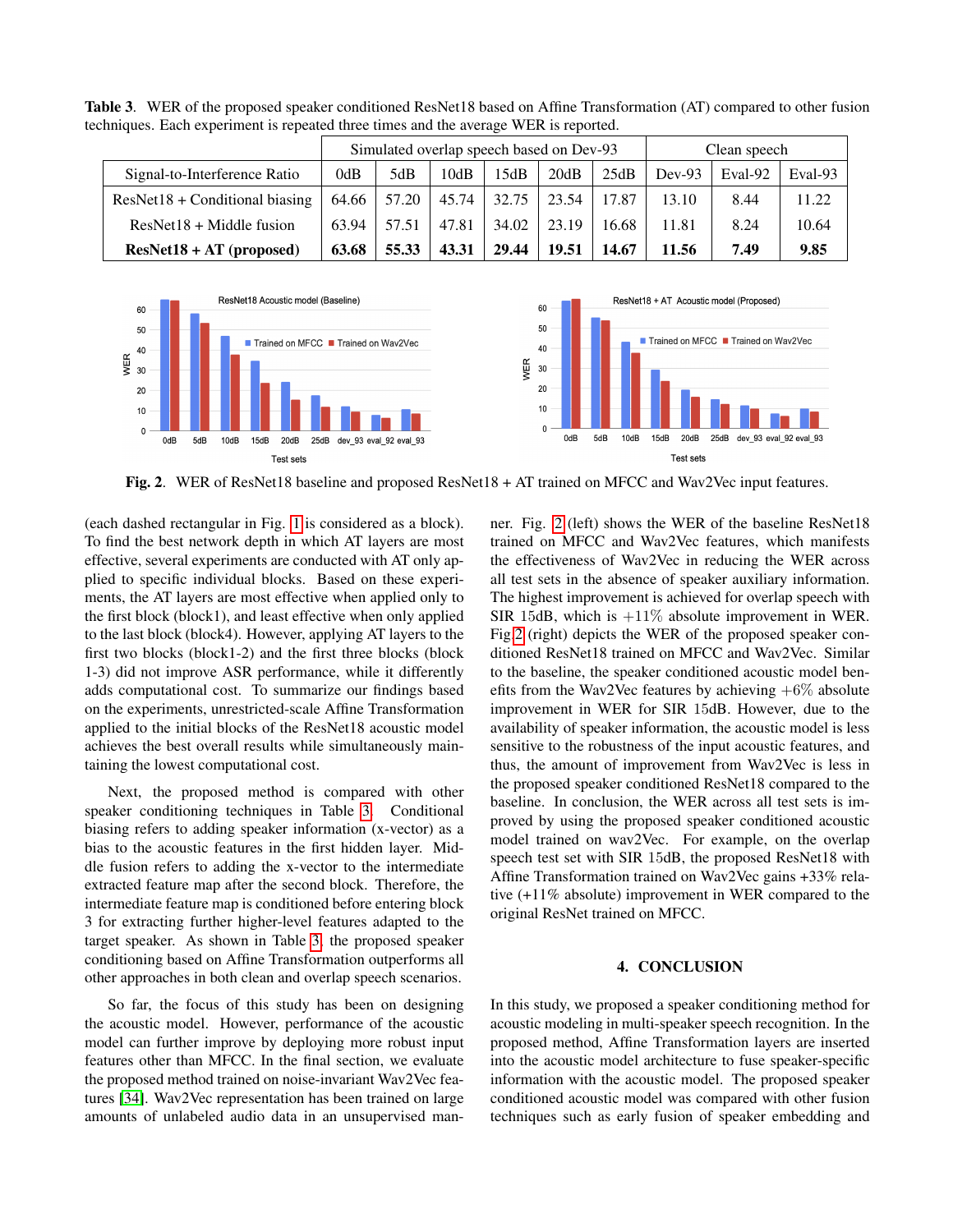**Table 3**. WER of the proposed speaker conditioned ResNet18 based on Affine Transformation (AT) compared to other fusion techniques. Each experiment is repeated three times and the average WER is reported.

| | Simulated overlap speech based on Dev-93 | | | | | | Clean speech | | |
|---|---|---|---|---|---|---|---|---|---|
| Signal-to-Interference Ratio | 0dB | 5dB | 10dB | 15dB | 20dB | 25dB | Dev-93 | Eval-92 | Eval-93 |
| ResNet18 + Conditional biasing | 64.66 | 57.20 | 45.74 | 32.75 | 23.54 | 17.87 | 13.10 | 8.44 | 11.22 |
| ResNet18 + Middle fusion | 63.94 | 57.51 | 47.81 | 34.02 | 23.19 | 16.68 | 11.81 | 8.24 | 10.64 |
| **ResNet18 + AT (proposed)** | **63.68** | **55.33** | **43.31** | **29.44** | **19.51** | **14.67** | **11.56** | **7.49** | **9.85** |

**Fig. 2**. WER of ResNet18 baseline and proposed ResNet18 + AT trained on MFCC and Wav2Vec input features.

(each dashed rectangular in Fig. 1 is considered as a block). To find the best network depth in which AT layers are most effective, several experiments are conducted with AT only applied to specific individual blocks. Based on these experiments, the AT layers are most effective when applied only to the first block (block1), and least effective when only applied to the last block (block4). However, applying AT layers to the first two blocks (block1-2) and the first three blocks (block 1-3) did not improve ASR performance, while it differently adds computational cost. To summarize our findings based on the experiments, unrestricted-scale Affine Transformation applied to the initial blocks of the ResNet18 acoustic model achieves the best overall results while simultaneously maintaining the lowest computational cost.

Next, the proposed method is compared with other speaker conditioning techniques in Table 3. Conditional biasing refers to adding speaker information (x-vector) as a bias to the acoustic features in the first hidden layer. Middle fusion refers to adding the x-vector to the intermediate extracted feature map after the second block. Therefore, the intermediate feature map is conditioned before entering block 3 for extracting further higher-level features adapted to the target speaker. As shown in Table 3, the proposed speaker conditioning based on Affine Transformation outperforms all other approaches in both clean and overlap speech scenarios.

So far, the focus of this study has been on designing the acoustic model. However, performance of the acoustic model can further improve by deploying more robust input features other than MFCC. In the final section, we evaluate the proposed method trained on noise-invariant Wav2Vec features [34]. Wav2Vec representation has been trained on large amounts of unlabeled audio data in an unsupervised manner. Fig. 2 (left) shows the WER of the baseline ResNet18 trained on MFCC and Wav2Vec features, which manifests the effectiveness of Wav2Vec in reducing the WER across all test sets in the absence of speaker auxiliary information. The highest improvement is achieved for overlap speech with SIR 15dB, which is $+11\%$ absolute improvement in WER. Fig 2 (right) depicts the WER of the proposed speaker conditioned ResNet18 trained on MFCC and Wav2Vec. Similar to the baseline, the speaker conditioned acoustic model benefits from the Wav2Vec features by achieving $+6\%$ absolute improvement in WER for SIR 15dB. However, due to the availability of speaker information, the acoustic model is less sensitive to the robustness of the input acoustic features, and thus, the amount of improvement from Wav2Vec is less in the proposed speaker conditioned ResNet18 compared to the baseline. In conclusion, the WER across all test sets is improved by using the proposed speaker conditioned acoustic model trained on wav2Vec. For example, on the overlap speech test set with SIR 15dB, the proposed ResNet18 with Affine Transformation trained on Wav2Vec gains +33% relative (+11% absolute) improvement in WER compared to the original ResNet trained on MFCC.

## 4. CONCLUSION

In this study, we proposed a speaker conditioning method for acoustic modeling in multi-speaker speech recognition. In the proposed method, Affine Transformation layers are inserted into the acoustic model architecture to fuse speaker-specific information with the acoustic model. The proposed speaker conditioned acoustic model was compared with other fusion techniques such as early fusion of speaker embedding and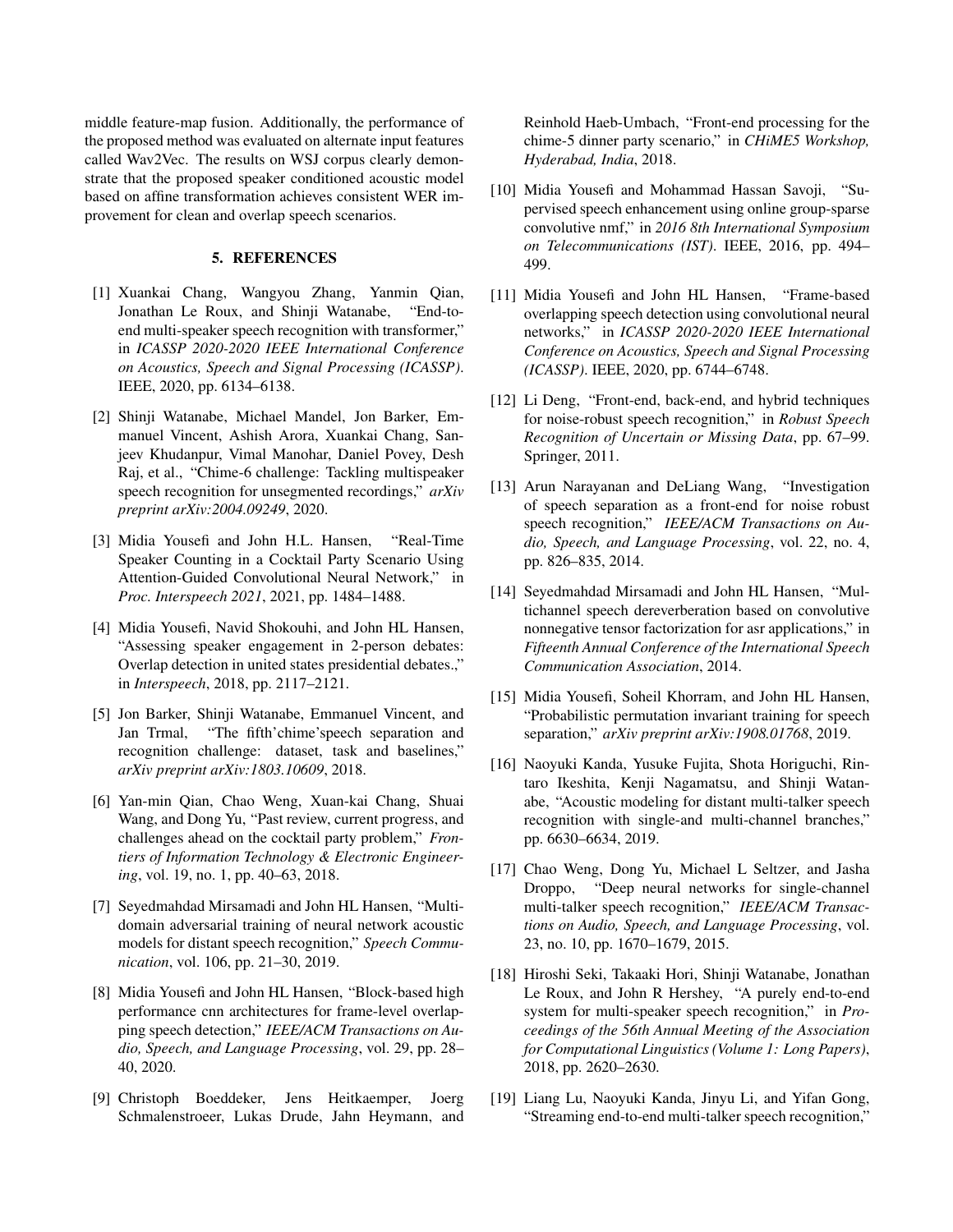middle feature-map fusion. Additionally, the performance of the proposed method was evaluated on alternate input features called Wav2Vec. The results on WSJ corpus clearly demonstrate that the proposed speaker conditioned acoustic model based on affine transformation achieves consistent WER improvement for clean and overlap speech scenarios.

## 5. REFERENCES

[1] Xuankai Chang, Wangyou Zhang, Yanmin Qian, Jonathan Le Roux, and Shinji Watanabe, "End-to-end multi-speaker speech recognition with transformer," in *ICASSP 2020-2020 IEEE International Conference on Acoustics, Speech and Signal Processing (ICASSP)*. IEEE, 2020, pp. 6134–6138.

[2] Shinji Watanabe, Michael Mandel, Jon Barker, Emmanuel Vincent, Ashish Arora, Xuankai Chang, Sanjeev Khudanpur, Vimal Manohar, Daniel Povey, Desh Raj, et al., "Chime-6 challenge: Tackling multispeaker speech recognition for unsegmented recordings," *arXiv preprint arXiv:2004.09249*, 2020.

[3] Midia Yousefi and John H.L. Hansen, "Real-Time Speaker Counting in a Cocktail Party Scenario Using Attention-Guided Convolutional Neural Network," in *Proc. Interspeech 2021*, 2021, pp. 1484–1488.

[4] Midia Yousefi, Navid Shokouhi, and John HL Hansen, "Assessing speaker engagement in 2-person debates: Overlap detection in united states presidential debates.," in *Interspeech*, 2018, pp. 2117–2121.

[5] Jon Barker, Shinji Watanabe, Emmanuel Vincent, and Jan Trmal, "The fifth'chime'speech separation and recognition challenge: dataset, task and baselines," *arXiv preprint arXiv:1803.10609*, 2018.

[6] Yan-min Qian, Chao Weng, Xuan-kai Chang, Shuai Wang, and Dong Yu, "Past review, current progress, and challenges ahead on the cocktail party problem," *Frontiers of Information Technology & Electronic Engineering*, vol. 19, no. 1, pp. 40–63, 2018.

[7] Seyedmahdad Mirsamadi and John HL Hansen, "Multi-domain adversarial training of neural network acoustic models for distant speech recognition," *Speech Communication*, vol. 106, pp. 21–30, 2019.

[8] Midia Yousefi and John HL Hansen, "Block-based high performance cnn architectures for frame-level overlapping speech detection," *IEEE/ACM Transactions on Audio, Speech, and Language Processing*, vol. 29, pp. 28–40, 2020.

[9] Christoph Boeddeker, Jens Heitkaemper, Joerg Schmalenstroeer, Lukas Drude, Jahn Heymann, and Reinhold Haeb-Umbach, "Front-end processing for the chime-5 dinner party scenario," in *CHiME5 Workshop, Hyderabad, India*, 2018.

[10] Midia Yousefi and Mohammad Hassan Savoji, "Supervised speech enhancement using online group-sparse convolutive nmf," in *2016 8th International Symposium on Telecommunications (IST)*. IEEE, 2016, pp. 494–499.

[11] Midia Yousefi and John HL Hansen, "Frame-based overlapping speech detection using convolutional neural networks," in *ICASSP 2020-2020 IEEE International Conference on Acoustics, Speech and Signal Processing (ICASSP)*. IEEE, 2020, pp. 6744–6748.

[12] Li Deng, "Front-end, back-end, and hybrid techniques for noise-robust speech recognition," in *Robust Speech Recognition of Uncertain or Missing Data*, pp. 67–99. Springer, 2011.

[13] Arun Narayanan and DeLiang Wang, "Investigation of speech separation as a front-end for noise robust speech recognition," *IEEE/ACM Transactions on Audio, Speech, and Language Processing*, vol. 22, no. 4, pp. 826–835, 2014.

[14] Seyedmahdad Mirsamadi and John HL Hansen, "Multichannel speech dereverberation based on convolutive nonnegative tensor factorization for asr applications," in *Fifteenth Annual Conference of the International Speech Communication Association*, 2014.

[15] Midia Yousefi, Soheil Khorram, and John HL Hansen, "Probabilistic permutation invariant training for speech separation," *arXiv preprint arXiv:1908.01768*, 2019.

[16] Naoyuki Kanda, Yusuke Fujita, Shota Horiguchi, Rintaro Ikeshita, Kenji Nagamatsu, and Shinji Watanabe, "Acoustic modeling for distant multi-talker speech recognition with single-and multi-channel branches," pp. 6630–6634, 2019.

[17] Chao Weng, Dong Yu, Michael L Seltzer, and Jasha Droppo, "Deep neural networks for single-channel multi-talker speech recognition," *IEEE/ACM Transactions on Audio, Speech, and Language Processing*, vol. 23, no. 10, pp. 1670–1679, 2015.

[18] Hiroshi Seki, Takaaki Hori, Shinji Watanabe, Jonathan Le Roux, and John R Hershey, "A purely end-to-end system for multi-speaker speech recognition," in *Proceedings of the 56th Annual Meeting of the Association for Computational Linguistics (Volume 1: Long Papers)*, 2018, pp. 2620–2630.

[19] Liang Lu, Naoyuki Kanda, Jinyu Li, and Yifan Gong, "Streaming end-to-end multi-talker speech recognition,"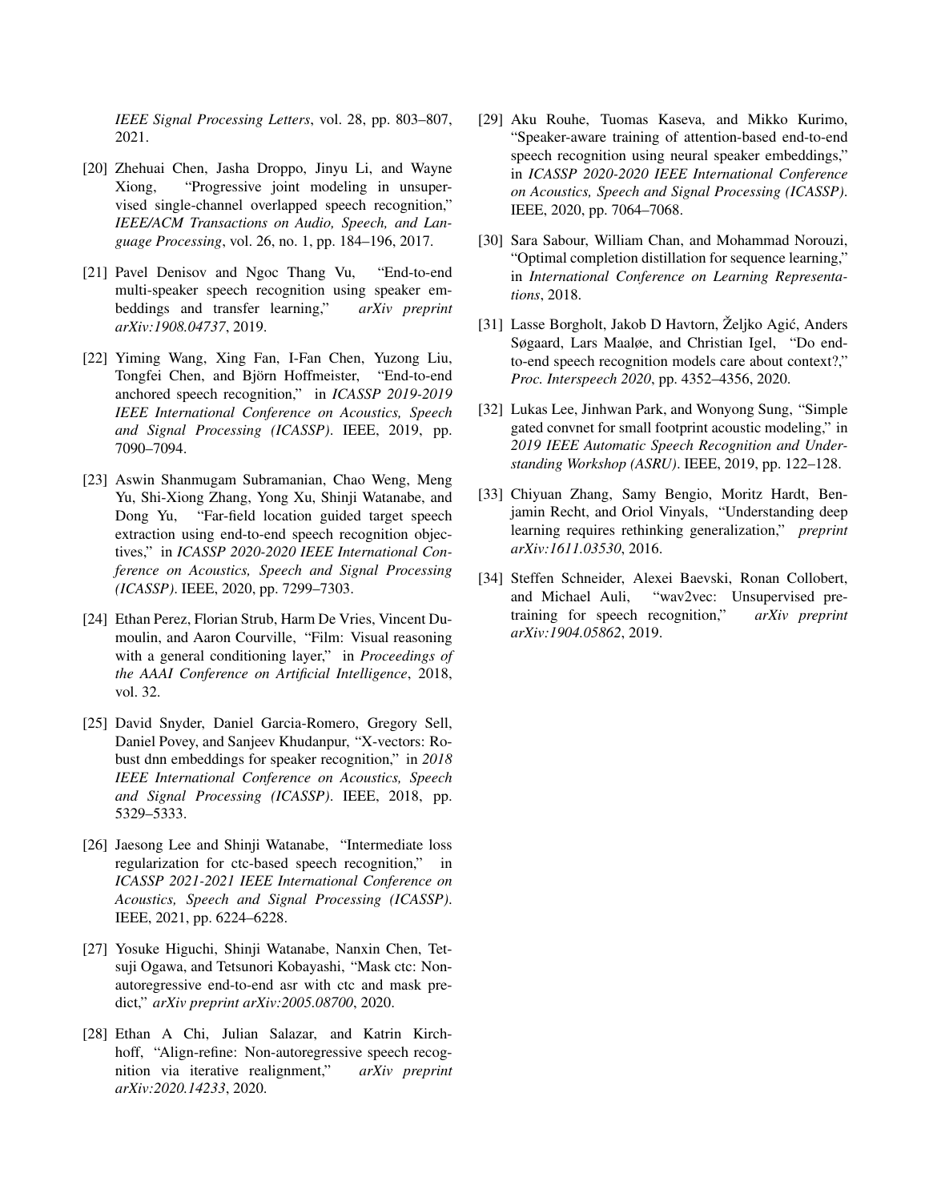*IEEE Signal Processing Letters*, vol. 28, pp. 803–807, 2021.

[20] Zhehuai Chen, Jasha Droppo, Jinyu Li, and Wayne Xiong, "Progressive joint modeling in unsupervised single-channel overlapped speech recognition," *IEEE/ACM Transactions on Audio, Speech, and Language Processing*, vol. 26, no. 1, pp. 184–196, 2017.

[21] Pavel Denisov and Ngoc Thang Vu, "End-to-end multi-speaker speech recognition using speaker embeddings and transfer learning," *arXiv preprint arXiv:1908.04737*, 2019.

[22] Yiming Wang, Xing Fan, I-Fan Chen, Yuzong Liu, Tongfei Chen, and Björn Hoffmeister, "End-to-end anchored speech recognition," in *ICASSP 2019-2019 IEEE International Conference on Acoustics, Speech and Signal Processing (ICASSP)*. IEEE, 2019, pp. 7090–7094.

[23] Aswin Shanmugam Subramanian, Chao Weng, Meng Yu, Shi-Xiong Zhang, Yong Xu, Shinji Watanabe, and Dong Yu, "Far-field location guided target speech extraction using end-to-end speech recognition objectives," in *ICASSP 2020-2020 IEEE International Conference on Acoustics, Speech and Signal Processing (ICASSP)*. IEEE, 2020, pp. 7299–7303.

[24] Ethan Perez, Florian Strub, Harm De Vries, Vincent Dumoulin, and Aaron Courville, "Film: Visual reasoning with a general conditioning layer," in *Proceedings of the AAAI Conference on Artificial Intelligence*, 2018, vol. 32.

[25] David Snyder, Daniel Garcia-Romero, Gregory Sell, Daniel Povey, and Sanjeev Khudanpur, "X-vectors: Robust dnn embeddings for speaker recognition," in *2018 IEEE International Conference on Acoustics, Speech and Signal Processing (ICASSP)*. IEEE, 2018, pp. 5329–5333.

[26] Jaesong Lee and Shinji Watanabe, "Intermediate loss regularization for ctc-based speech recognition," in *ICASSP 2021-2021 IEEE International Conference on Acoustics, Speech and Signal Processing (ICASSP)*. IEEE, 2021, pp. 6224–6228.

[27] Yosuke Higuchi, Shinji Watanabe, Nanxin Chen, Tetsuji Ogawa, and Tetsunori Kobayashi, "Mask ctc: Non-autoregressive end-to-end asr with ctc and mask predict," *arXiv preprint arXiv:2005.08700*, 2020.

[28] Ethan A Chi, Julian Salazar, and Katrin Kirchhoff, "Align-refine: Non-autoregressive speech recognition via iterative realignment," *arXiv preprint arXiv:2020.14233*, 2020.

[29] Aku Rouhe, Tuomas Kaseva, and Mikko Kurimo, "Speaker-aware training of attention-based end-to-end speech recognition using neural speaker embeddings," in *ICASSP 2020-2020 IEEE International Conference on Acoustics, Speech and Signal Processing (ICASSP)*. IEEE, 2020, pp. 7064–7068.

[30] Sara Sabour, William Chan, and Mohammad Norouzi, "Optimal completion distillation for sequence learning," in *International Conference on Learning Representations*, 2018.

[31] Lasse Borgholt, Jakob D Havtorn, Željko Agić, Anders Søgaard, Lars Maaløe, and Christian Igel, "Do end-to-end speech recognition models care about context?," *Proc. Interspeech 2020*, pp. 4352–4356, 2020.

[32] Lukas Lee, Jinhwan Park, and Wonyong Sung, "Simple gated convnet for small footprint acoustic modeling," in *2019 IEEE Automatic Speech Recognition and Understanding Workshop (ASRU)*. IEEE, 2019, pp. 122–128.

[33] Chiyuan Zhang, Samy Bengio, Moritz Hardt, Benjamin Recht, and Oriol Vinyals, "Understanding deep learning requires rethinking generalization," *preprint arXiv:1611.03530*, 2016.

[34] Steffen Schneider, Alexei Baevski, Ronan Collobert, and Michael Auli, "wav2vec: Unsupervised pre-training for speech recognition," *arXiv preprint arXiv:1904.05862*, 2019.